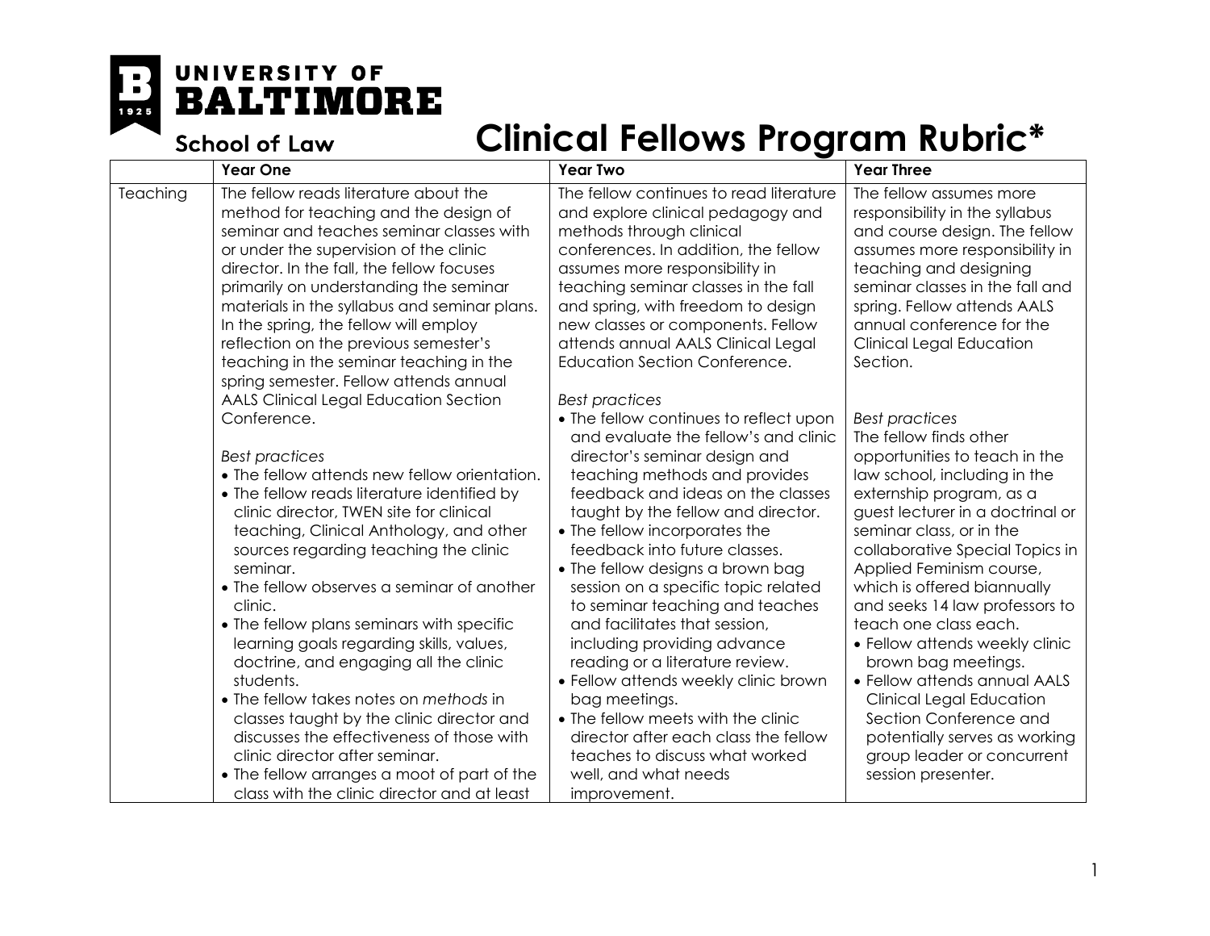# University of Baltimore School of Law

# Clinical Fellows Program Rubric*

| | Year One | Year Two | Year Three |
|---|---|---|---|
| Teaching | The fellow reads literature about the method for teaching and the design of seminar and teaches seminar classes with or under the supervision of the clinic director. In the fall, the fellow focuses primarily on understanding the seminar materials in the syllabus and seminar plans. In the spring, the fellow will employ reflection on the previous semester's teaching in the seminar teaching in the spring semester. Fellow attends annual AALS Clinical Legal Education Section Conference.<br><br>*Best practices*<br>• The fellow attends new fellow orientation.<br>• The fellow reads literature identified by clinic director, TWEN site for clinical teaching, Clinical Anthology, and other sources regarding teaching the clinic seminar.<br>• The fellow observes a seminar of another clinic.<br>• The fellow plans seminars with specific learning goals regarding skills, values, doctrine, and engaging all the clinic students.<br>• The fellow takes notes on *methods* in classes taught by the clinic director and discusses the effectiveness of those with clinic director after seminar.<br>• The fellow arranges a moot of part of the class with the clinic director and at least | The fellow continues to read literature and explore clinical pedagogy and methods through clinical conferences. In addition, the fellow assumes more responsibility in teaching seminar classes in the fall and spring, with freedom to design new classes or components. Fellow attends annual AALS Clinical Legal Education Section Conference.<br><br>*Best practices*<br>• The fellow continues to reflect upon and evaluate the fellow's and clinic director's seminar design and teaching methods and provides feedback and ideas on the classes taught by the fellow and director.<br>• The fellow incorporates the feedback into future classes.<br>• The fellow designs a brown bag session on a specific topic related to seminar teaching and teaches and facilitates that session, including providing advance reading or a literature review.<br>• Fellow attends weekly clinic brown bag meetings.<br>• The fellow meets with the clinic director after each class the fellow teaches to discuss what worked well, and what needs improvement. | The fellow assumes more responsibility in the syllabus and course design. The fellow assumes more responsibility in teaching and designing seminar classes in the fall and spring. Fellow attends AALS annual conference for the Clinical Legal Education Section.<br><br>*Best practices*<br>The fellow finds other opportunities to teach in the law school, including in the externship program, as a guest lecturer in a doctrinal or seminar class, or in the collaborative Special Topics in Applied Feminism course, which is offered biannually and seeks 14 law professors to teach one class each.<br>• Fellow attends weekly clinic brown bag meetings.<br>• Fellow attends annual AALS Clinical Legal Education Section Conference and potentially serves as working group leader or concurrent session presenter. |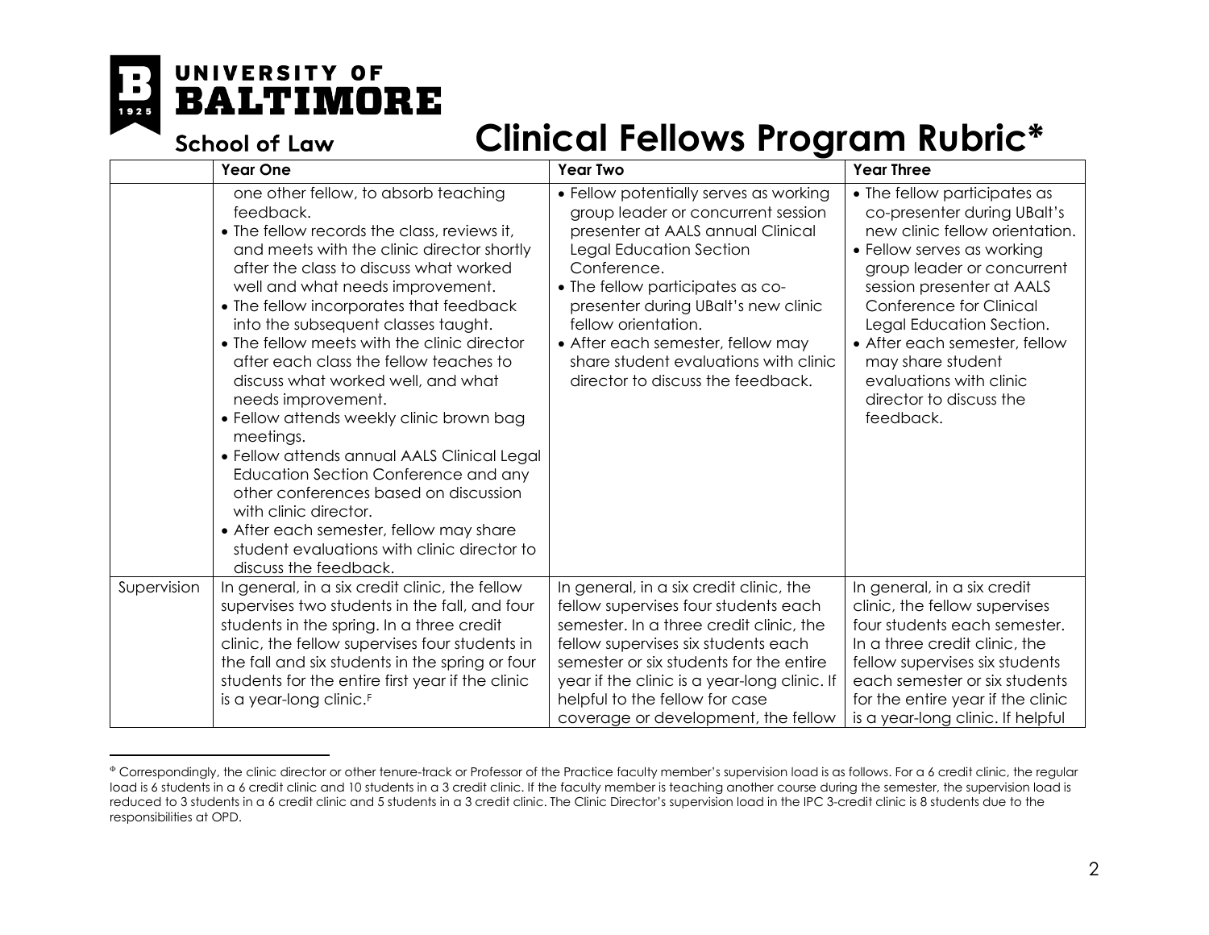# UNIVERSITY OF BALTIMORE

School of Law

# Clinical Fellows Program Rubric*

| | Year One | Year Two | Year Three |
|---|---|---|---|
| | one other fellow, to absorb teaching feedback.<br>• The fellow records the class, reviews it, and meets with the clinic director shortly after the class to discuss what worked well and what needs improvement.<br>• The fellow incorporates that feedback into the subsequent classes taught.<br>• The fellow meets with the clinic director after each class the fellow teaches to discuss what worked well, and what needs improvement.<br>• Fellow attends weekly clinic brown bag meetings.<br>• Fellow attends annual AALS Clinical Legal Education Section Conference and any other conferences based on discussion with clinic director.<br>• After each semester, fellow may share student evaluations with clinic director to discuss the feedback. | • Fellow potentially serves as working group leader or concurrent session presenter at AALS annual Clinical Legal Education Section Conference.<br>• The fellow participates as co-presenter during UBalt's new clinic fellow orientation.<br>• After each semester, fellow may share student evaluations with clinic director to discuss the feedback. | • The fellow participates as co-presenter during UBalt's new clinic fellow orientation.<br>• Fellow serves as working group leader or concurrent session presenter at AALS Conference for Clinical Legal Education Section.<br>• After each semester, fellow may share student evaluations with clinic director to discuss the feedback. |
| Supervision | In general, in a six credit clinic, the fellow supervises two students in the fall, and four students in the spring. In a three credit clinic, the fellow supervises four students in the fall and six students in the spring or four students for the entire first year if the clinic is a year-long clinic.[F] | In general, in a six credit clinic, the fellow supervises four students each semester. In a three credit clinic, the fellow supervises six students each semester or six students for the entire year if the clinic is a year-long clinic. If helpful to the fellow for case coverage or development, the fellow | In general, in a six credit clinic, the fellow supervises four students each semester. In a three credit clinic, the fellow supervises six students each semester or six students for the entire year if the clinic is a year-long clinic. If helpful |

[F] Correspondingly, the clinic director or other tenure-track or Professor of the Practice faculty member's supervision load is as follows. For a 6 credit clinic, the regular load is 6 students in a 6 credit clinic and 10 students in a 3 credit clinic. If the faculty member is teaching another course during the semester, the supervision load is reduced to 3 students in a 6 credit clinic and 5 students in a 3 credit clinic. The Clinic Director's supervision load in the IPC 3-credit clinic is 8 students due to the responsibilities at OPD.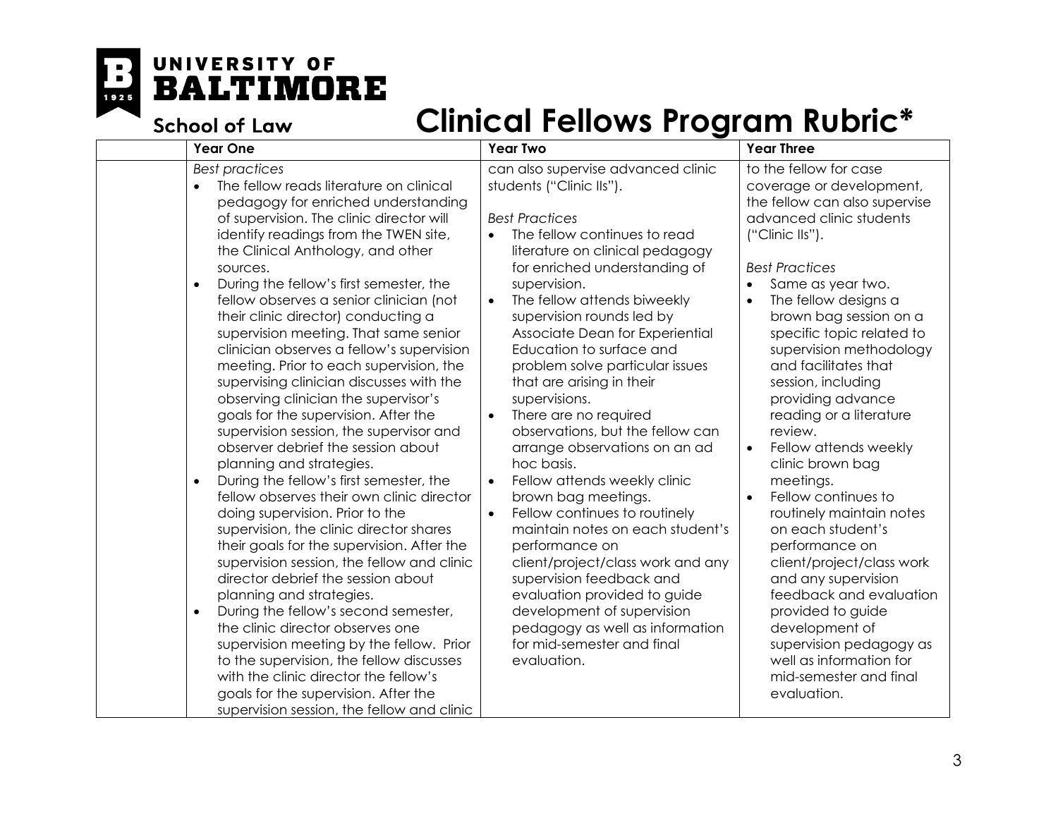UNIVERSITY OF BALTIMORE
School of Law

# Clinical Fellows Program Rubric*

| | Year One | Year Two | Year Three |
|---|---|---|---|
| | *Best practices*<br>• The fellow reads literature on clinical pedagogy for enriched understanding of supervision. The clinic director will identify readings from the TWEN site, the Clinical Anthology, and other sources.<br>• During the fellow's first semester, the fellow observes a senior clinician (not their clinic director) conducting a supervision meeting. That same senior clinician observes a fellow's supervision meeting. Prior to each supervision, the supervising clinician discusses with the observing clinician the supervisor's goals for the supervision. After the supervision session, the supervisor and observer debrief the session about planning and strategies.<br>• During the fellow's first semester, the fellow observes their own clinic director doing supervision. Prior to the supervision, the clinic director shares their goals for the supervision. After the supervision session, the fellow and clinic director debrief the session about planning and strategies.<br>• During the fellow's second semester, the clinic director observes one supervision meeting by the fellow. Prior to the supervision, the fellow discusses with the clinic director the fellow's goals for the supervision. After the supervision session, the fellow and clinic | can also supervise advanced clinic students ("Clinic IIs").<br><br>*Best Practices*<br>• The fellow continues to read literature on clinical pedagogy for enriched understanding of supervision.<br>• The fellow attends biweekly supervision rounds led by Associate Dean for Experiential Education to surface and problem solve particular issues that are arising in their supervisions.<br>• There are no required observations, but the fellow can arrange observations on an ad hoc basis.<br>• Fellow attends weekly clinic brown bag meetings.<br>• Fellow continues to routinely maintain notes on each student's performance on client/project/class work and any supervision feedback and evaluation provided to guide development of supervision pedagogy as well as information for mid-semester and final evaluation. | to the fellow for case coverage or development, the fellow can also supervise advanced clinic students ("Clinic IIs").<br><br>*Best Practices*<br>• Same as year two.<br>• The fellow designs a brown bag session on a specific topic related to supervision methodology and facilitates that session, including providing advance reading or a literature review.<br>• Fellow attends weekly clinic brown bag meetings.<br>• Fellow continues to routinely maintain notes on each student's performance on client/project/class work and any supervision feedback and evaluation provided to guide development of supervision pedagogy as well as information for mid-semester and final evaluation. |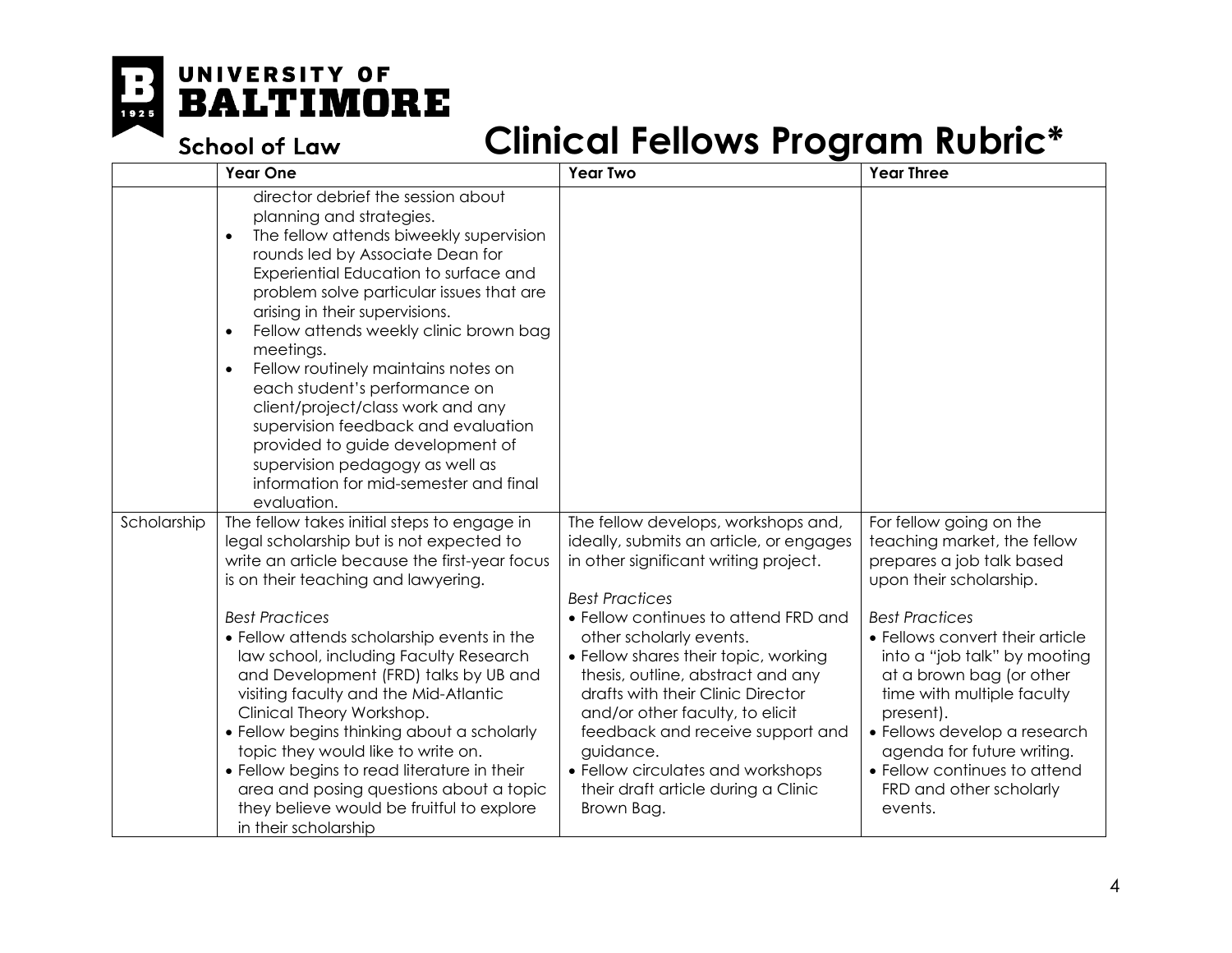# Clinical Fellows Program Rubric*

| | Year One | Year Two | Year Three |
|---|---|---|---|
| | director debrief the session about planning and strategies.<br>• The fellow attends biweekly supervision rounds led by Associate Dean for Experiential Education to surface and problem solve particular issues that are arising in their supervisions.<br>• Fellow attends weekly clinic brown bag meetings.<br>• Fellow routinely maintains notes on each student's performance on client/project/class work and any supervision feedback and evaluation provided to guide development of supervision pedagogy as well as information for mid-semester and final evaluation. | | |
| Scholarship | The fellow takes initial steps to engage in legal scholarship but is not expected to write an article because the first-year focus is on their teaching and lawyering.<br><br>*Best Practices*<br>• Fellow attends scholarship events in the law school, including Faculty Research and Development (FRD) talks by UB and visiting faculty and the Mid-Atlantic Clinical Theory Workshop.<br>• Fellow begins thinking about a scholarly topic they would like to write on.<br>• Fellow begins to read literature in their area and posing questions about a topic they believe would be fruitful to explore in their scholarship | The fellow develops, workshops and, ideally, submits an article, or engages in other significant writing project.<br><br>*Best Practices*<br>• Fellow continues to attend FRD and other scholarly events.<br>• Fellow shares their topic, working thesis, outline, abstract and any drafts with their Clinic Director and/or other faculty, to elicit feedback and receive support and guidance.<br>• Fellow circulates and workshops their draft article during a Clinic Brown Bag. | For fellow going on the teaching market, the fellow prepares a job talk based upon their scholarship.<br><br>*Best Practices*<br>• Fellows convert their article into a "job talk" by mooting at a brown bag (or other time with multiple faculty present).<br>• Fellows develop a research agenda for future writing.<br>• Fellow continues to attend FRD and other scholarly events. |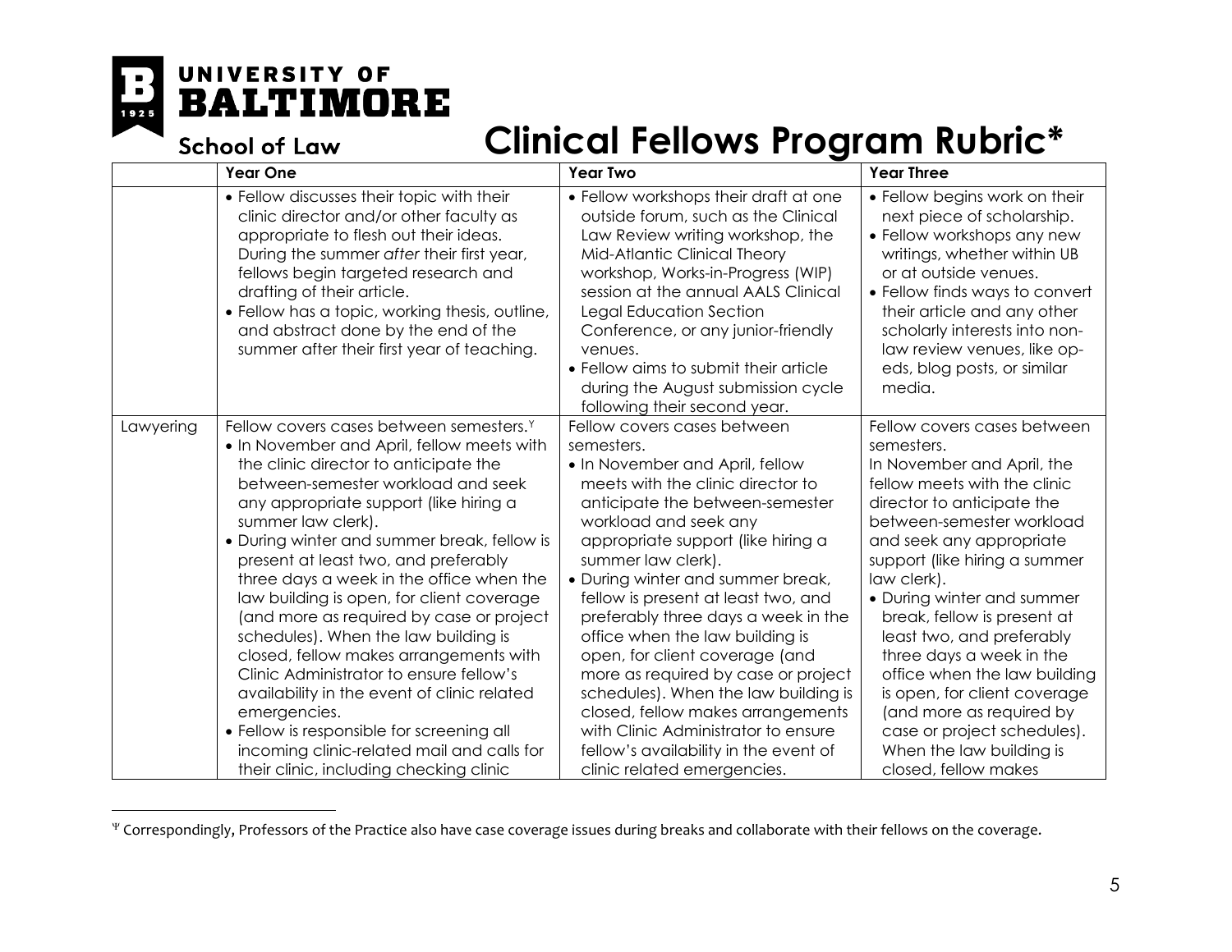# Clinical Fellows Program Rubric*

| | Year One | Year Two | Year Three |
|---|---|---|---|
| | • Fellow discusses their topic with their clinic director and/or other faculty as appropriate to flesh out their ideas. During the summer *after* their first year, fellows begin targeted research and drafting of their article.<br>• Fellow has a topic, working thesis, outline, and abstract done by the end of the summer after their first year of teaching. | • Fellow workshops their draft at one outside forum, such as the Clinical Law Review writing workshop, the Mid-Atlantic Clinical Theory workshop, Works-in-Progress (WIP) session at the annual AALS Clinical Legal Education Section Conference, or any junior-friendly venues.<br>• Fellow aims to submit their article during the August submission cycle following their second year. | • Fellow begins work on their next piece of scholarship.<br>• Fellow workshops any new writings, whether within UB or at outside venues.<br>• Fellow finds ways to convert their article and any other scholarly interests into non-law review venues, like op-eds, blog posts, or similar media. |
| Lawyering | Fellow covers cases between semesters.[Ψ]<br>• In November and April, fellow meets with the clinic director to anticipate the between-semester workload and seek any appropriate support (like hiring a summer law clerk).<br>• During winter and summer break, fellow is present at least two, and preferably three days a week in the office when the law building is open, for client coverage (and more as required by case or project schedules). When the law building is closed, fellow makes arrangements with Clinic Administrator to ensure fellow's availability in the event of clinic related emergencies.<br>• Fellow is responsible for screening all incoming clinic-related mail and calls for their clinic, including checking clinic | Fellow covers cases between semesters.<br>• In November and April, fellow meets with the clinic director to anticipate the between-semester workload and seek any appropriate support (like hiring a summer law clerk).<br>• During winter and summer break, fellow is present at least two, and preferably three days a week in the office when the law building is open, for client coverage (and more as required by case or project schedules). When the law building is closed, fellow makes arrangements with Clinic Administrator to ensure fellow's availability in the event of clinic related emergencies. | Fellow covers cases between semesters.<br>In November and April, the fellow meets with the clinic director to anticipate the between-semester workload and seek any appropriate support (like hiring a summer law clerk).<br>• During winter and summer break, fellow is present at least two, and preferably three days a week in the office when the law building is open, for client coverage (and more as required by case or project schedules). When the law building is closed, fellow makes |

[Ψ] Correspondingly, Professors of the Practice also have case coverage issues during breaks and collaborate with their fellows on the coverage.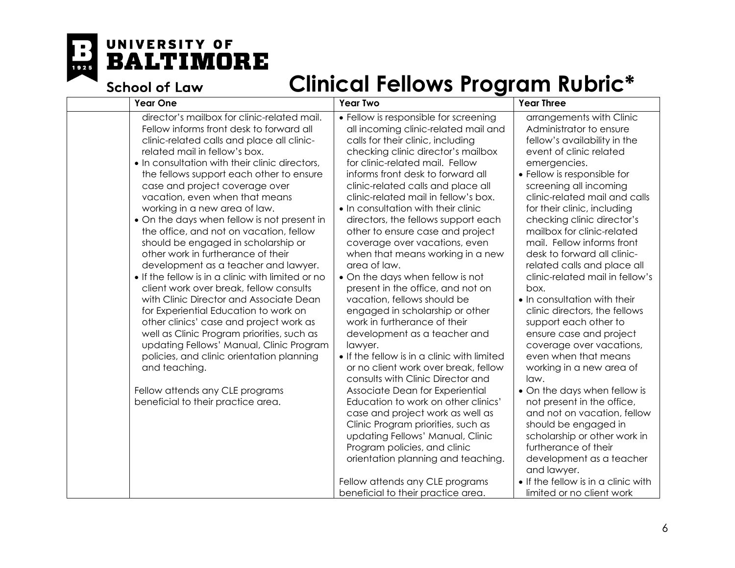# Clinical Fellows Program Rubric*

| | Year One | Year Two | Year Three |
|---|---|---|---|
| | director's mailbox for clinic-related mail. Fellow informs front desk to forward all clinic-related calls and place all clinic-related mail in fellow's box.<br>• In consultation with their clinic directors, the fellows support each other to ensure case and project coverage over vacation, even when that means working in a new area of law.<br>• On the days when fellow is not present in the office, and not on vacation, fellow should be engaged in scholarship or other work in furtherance of their development as a teacher and lawyer.<br>• If the fellow is in a clinic with limited or no client work over break, fellow consults with Clinic Director and Associate Dean for Experiential Education to work on other clinics' case and project work as well as Clinic Program priorities, such as updating Fellows' Manual, Clinic Program policies, and clinic orientation planning and teaching.<br><br>Fellow attends any CLE programs beneficial to their practice area. | • Fellow is responsible for screening all incoming clinic-related mail and calls for their clinic, including checking clinic director's mailbox for clinic-related mail. Fellow informs front desk to forward all clinic-related calls and place all clinic-related mail in fellow's box.<br>• In consultation with their clinic directors, the fellows support each other to ensure case and project coverage over vacations, even when that means working in a new area of law.<br>• On the days when fellow is not present in the office, and not on vacation, fellows should be engaged in scholarship or other work in furtherance of their development as a teacher and lawyer.<br>• If the fellow is in a clinic with limited or no client work over break, fellow consults with Clinic Director and Associate Dean for Experiential Education to work on other clinics' case and project work as well as Clinic Program priorities, such as updating Fellows' Manual, Clinic Program policies, and clinic orientation planning and teaching.<br><br>Fellow attends any CLE programs beneficial to their practice area. | arrangements with Clinic Administrator to ensure fellow's availability in the event of clinic related emergencies.<br>• Fellow is responsible for screening all incoming clinic-related mail and calls for their clinic, including checking clinic director's mailbox for clinic-related mail. Fellow informs front desk to forward all clinic-related calls and place all clinic-related mail in fellow's box.<br>• In consultation with their clinic directors, the fellows support each other to ensure case and project coverage over vacations, even when that means working in a new area of law.<br>• On the days when fellow is not present in the office, and not on vacation, fellow should be engaged in scholarship or other work in furtherance of their development as a teacher and lawyer.<br>• If the fellow is in a clinic with limited or no client work |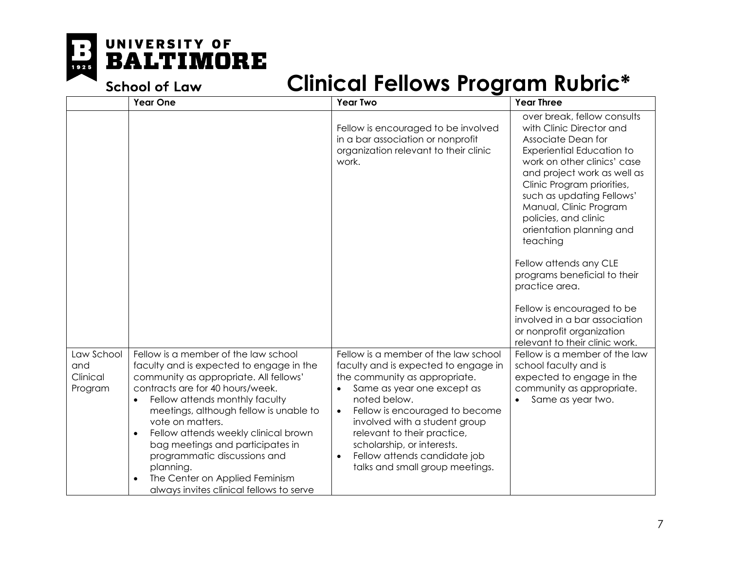# Clinical Fellows Program Rubric*

| | Year One | Year Two | Year Three |
|---|---|---|---|
| | | Fellow is encouraged to be involved in a bar association or nonprofit organization relevant to their clinic work. | over break, fellow consults with Clinic Director and Associate Dean for Experiential Education to work on other clinics' case and project work as well as Clinic Program priorities, such as updating Fellows' Manual, Clinic Program policies, and clinic orientation planning and teaching<br><br>Fellow attends any CLE programs beneficial to their practice area.<br><br>Fellow is encouraged to be involved in a bar association or nonprofit organization relevant to their clinic work. |
| Law School and Clinical Program | Fellow is a member of the law school faculty and is expected to engage in the community as appropriate. All fellows' contracts are for 40 hours/week.<br>• Fellow attends monthly faculty meetings, although fellow is unable to vote on matters.<br>• Fellow attends weekly clinical brown bag meetings and participates in programmatic discussions and planning.<br>• The Center on Applied Feminism always invites clinical fellows to serve | Fellow is a member of the law school faculty and is expected to engage in the community as appropriate.<br>• Same as year one except as noted below.<br>• Fellow is encouraged to become involved with a student group relevant to their practice, scholarship, or interests.<br>• Fellow attends candidate job talks and small group meetings. | Fellow is a member of the law school faculty and is expected to engage in the community as appropriate.<br>• Same as year two. |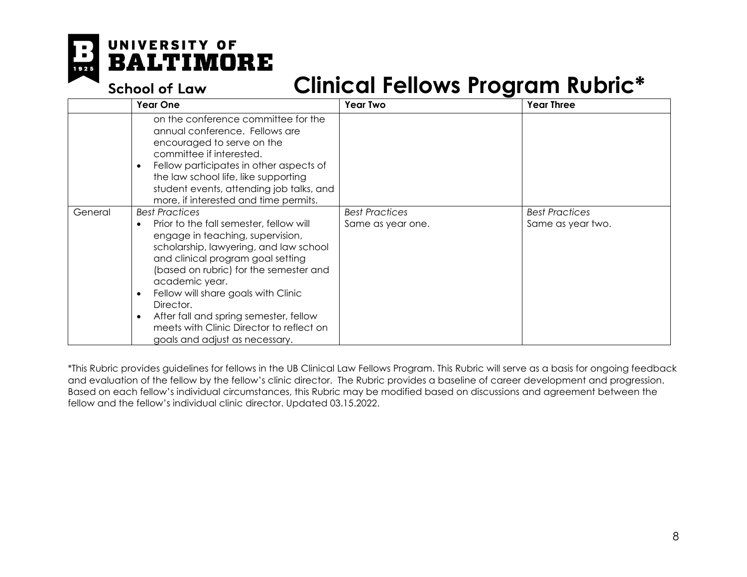# Clinical Fellows Program Rubric*

| | Year One | Year Two | Year Three |
|---|---|---|---|
| | on the conference committee for the annual conference. Fellows are encouraged to serve on the committee if interested.<br>• Fellow participates in other aspects of the law school life, like supporting student events, attending job talks, and more, if interested and time permits. | | |
| General | *Best Practices*<br>• Prior to the fall semester, fellow will engage in teaching, supervision, scholarship, lawyering, and law school and clinical program goal setting (based on rubric) for the semester and academic year.<br>• Fellow will share goals with Clinic Director.<br>• After fall and spring semester, fellow meets with Clinic Director to reflect on goals and adjust as necessary. | *Best Practices*<br>Same as year one. | *Best Practices*<br>Same as year two. |

*This Rubric provides guidelines for fellows in the UB Clinical Law Fellows Program. This Rubric will serve as a basis for ongoing feedback and evaluation of the fellow by the fellow's clinic director. The Rubric provides a baseline of career development and progression. Based on each fellow's individual circumstances, this Rubric may be modified based on discussions and agreement between the fellow and the fellow's individual clinic director. Updated 03.15.2022.